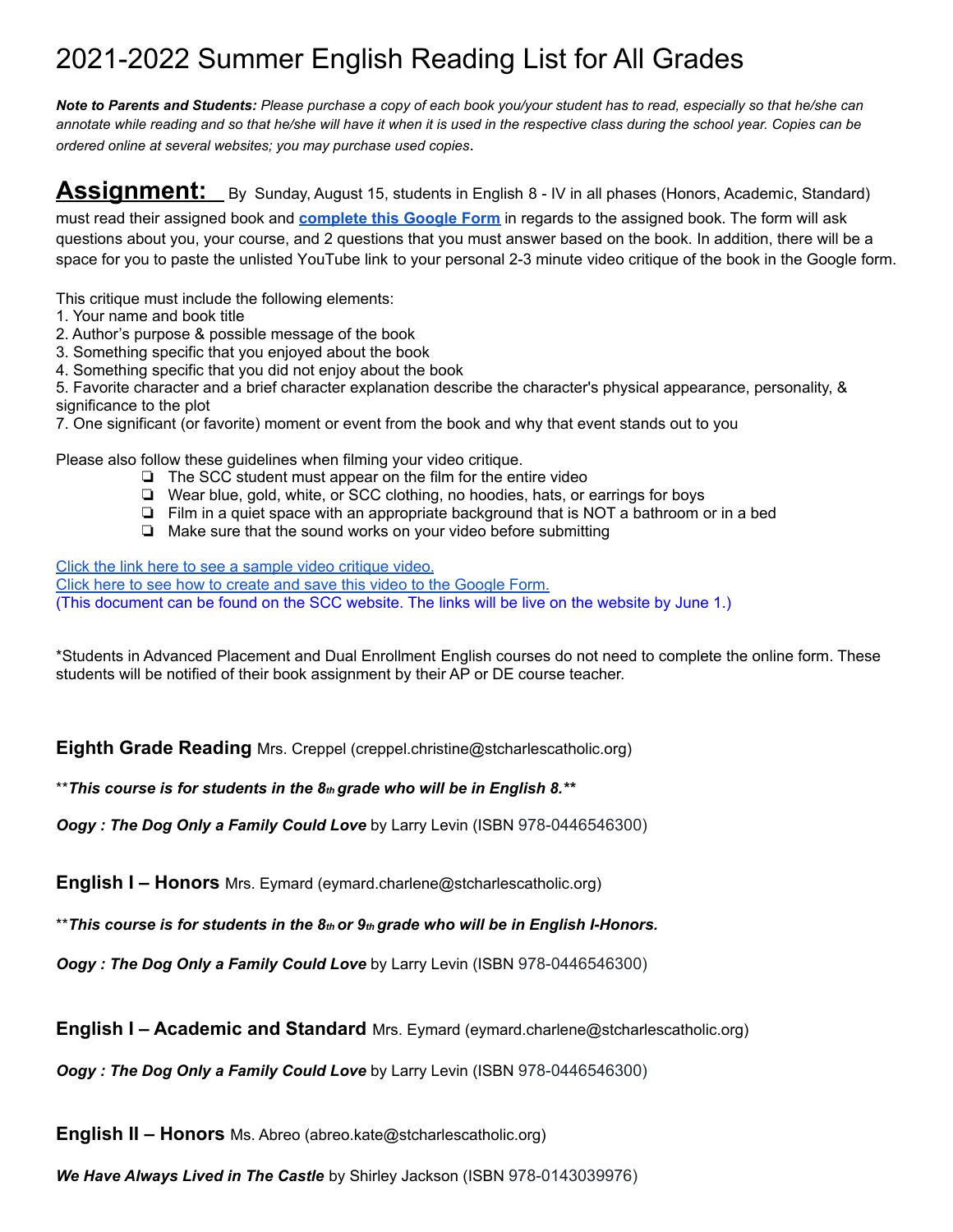# 2021-2022 Summer English Reading List for All Grades

***Note to Parents and Students:*** *Please purchase a copy of each book you/your student has to read, especially so that he/she can annotate while reading and so that he/she will have it when it is used in the respective class during the school year. Copies can be ordered online at several websites; you may purchase used copies.*

**Assignment:** By Sunday, August 15, students in English 8 - IV in all phases (Honors, Academic, Standard) must read their assigned book and **complete this Google Form** in regards to the assigned book. The form will ask questions about you, your course, and 2 questions that you must answer based on the book. In addition, there will be a space for you to paste the unlisted YouTube link to your personal 2-3 minute video critique of the book in the Google form.

This critique must include the following elements:

1. Your name and book title
2. Author's purpose & possible message of the book
3. Something specific that you enjoyed about the book
4. Something specific that you did not enjoy about the book
5. Favorite character and a brief character explanation describe the character's physical appearance, personality, & significance to the plot
7. One significant (or favorite) moment or event from the book and why that event stands out to you

Please also follow these guidelines when filming your video critique.

- ❏ The SCC student must appear on the film for the entire video
- ❏ Wear blue, gold, white, or SCC clothing, no hoodies, hats, or earrings for boys
- ❏ Film in a quiet space with an appropriate background that is NOT a bathroom or in a bed
- ❏ Make sure that the sound works on your video before submitting

Click the link here to see a sample video critique video.
Click here to see how to create and save this video to the Google Form.
(This document can be found on the SCC website. The links will be live on the website by June 1.)

*Students in Advanced Placement and Dual Enrollment English courses do not need to complete the online form. These students will be notified of their book assignment by their AP or DE course teacher.

### Eighth Grade Reading Mrs. Creppel (creppel.christine@stcharlescatholic.org)

**This course is for students in the 8th grade who will be in English 8.**

***Oogy : The Dog Only a Family Could Love*** by Larry Levin (ISBN 978-0446546300)

### English I – Honors Mrs. Eymard (eymard.charlene@stcharlescatholic.org)

***This course is for students in the 8th or 9th grade who will be in English I-Honors.***

***Oogy : The Dog Only a Family Could Love*** by Larry Levin (ISBN 978-0446546300)

### English I – Academic and Standard Mrs. Eymard (eymard.charlene@stcharlescatholic.org)

***Oogy : The Dog Only a Family Could Love*** by Larry Levin (ISBN 978-0446546300)

### English II – Honors Ms. Abreo (abreo.kate@stcharlescatholic.org)

***We Have Always Lived in The Castle*** by Shirley Jackson (ISBN 978-0143039976)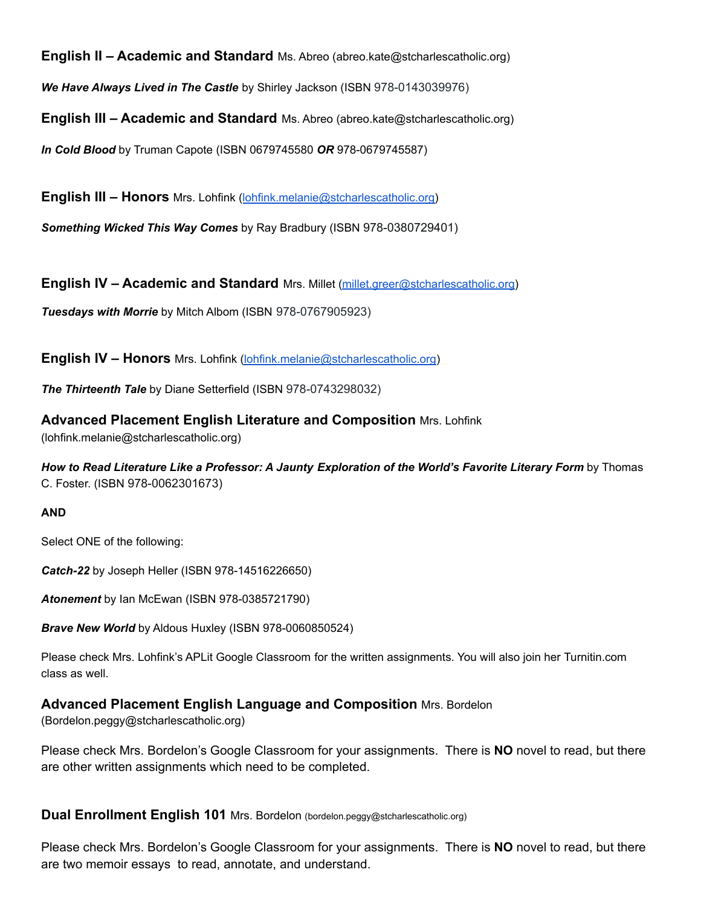**English II – Academic and Standard** Ms. Abreo (abreo.kate@stcharlescatholic.org)

***We Have Always Lived in The Castle*** by Shirley Jackson (ISBN 978-0143039976)

**English III – Academic and Standard** Ms. Abreo (abreo.kate@stcharlescatholic.org)

***In Cold Blood*** by Truman Capote (ISBN 0679745580 ***OR*** 978-0679745587)

**English III – Honors** Mrs. Lohfink (lohfink.melanie@stcharlescatholic.org)

***Something Wicked This Way Comes*** by Ray Bradbury (ISBN 978-0380729401)

**English IV – Academic and Standard** Mrs. Millet (millet.greer@stcharlescatholic.org)

***Tuesdays with Morrie*** by Mitch Albom (ISBN 978-0767905923)

**English IV – Honors** Mrs. Lohfink (lohfink.melanie@stcharlescatholic.org)

***The Thirteenth Tale*** by Diane Setterfield (ISBN 978-0743298032)

**Advanced Placement English Literature and Composition** Mrs. Lohfink (lohfink.melanie@stcharlescatholic.org)

***How to Read Literature Like a Professor: A Jaunty Exploration of the World's Favorite Literary Form*** by Thomas C. Foster. (ISBN 978-0062301673)

**AND**

Select ONE of the following:

***Catch-22*** by Joseph Heller (ISBN 978-14516226650)

***Atonement*** by Ian McEwan (ISBN 978-0385721790)

***Brave New World*** by Aldous Huxley (ISBN 978-0060850524)

Please check Mrs. Lohfink's APLit Google Classroom for the written assignments. You will also join her Turnitin.com class as well.

**Advanced Placement English Language and Composition** Mrs. Bordelon (Bordelon.peggy@stcharlescatholic.org)

Please check Mrs. Bordelon's Google Classroom for your assignments. There is **NO** novel to read, but there are other written assignments which need to be completed.

**Dual Enrollment English 101** Mrs. Bordelon (bordelon.peggy@stcharlescatholic.org)

Please check Mrs. Bordelon's Google Classroom for your assignments. There is **NO** novel to read, but there are two memoir essays to read, annotate, and understand.